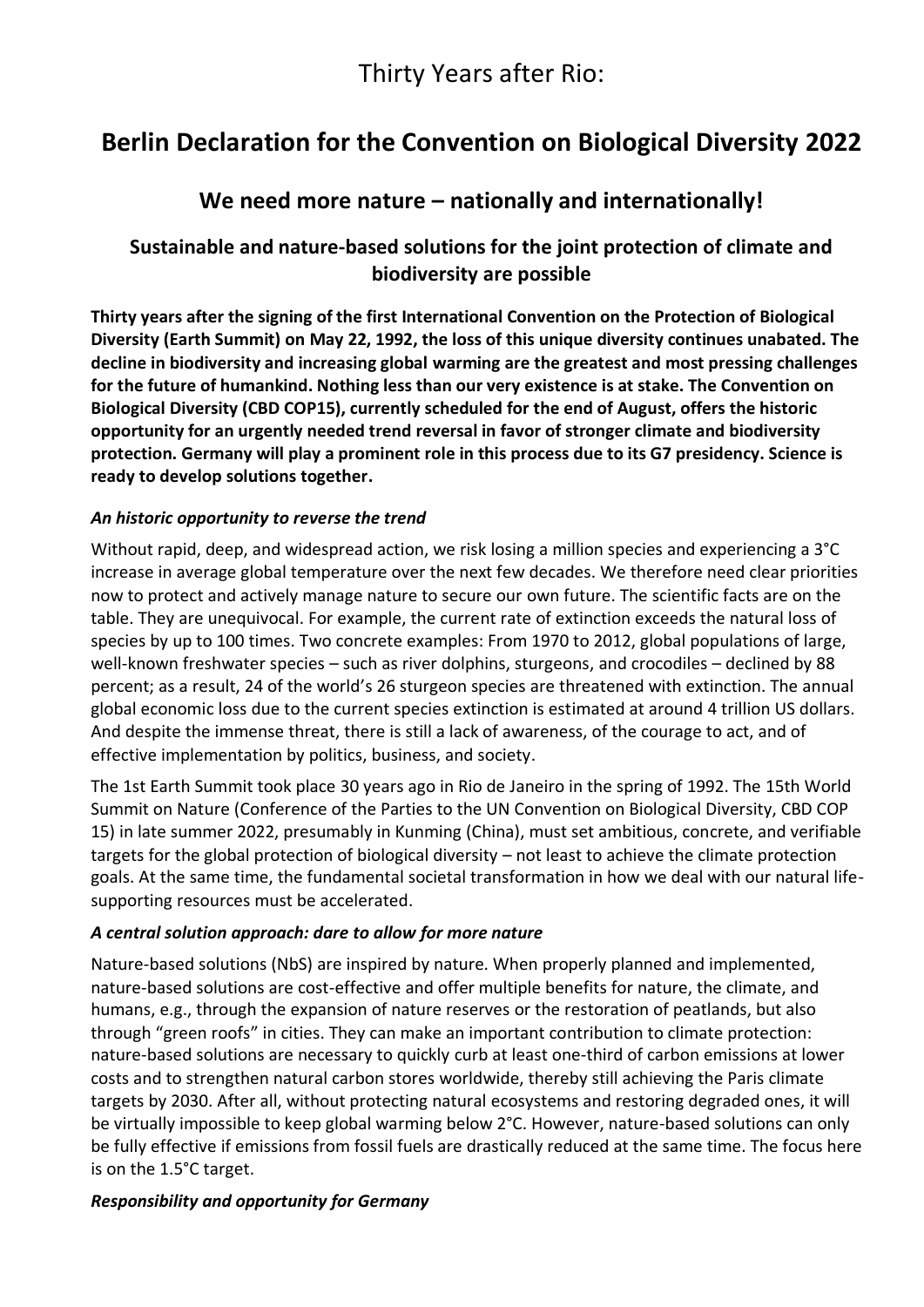Thirty Years after Rio:

# Berlin Declaration for the Convention on Biological Diversity 2022

## We need more nature – nationally and internationally!

### Sustainable and nature-based solutions for the joint protection of climate and biodiversity are possible

**Thirty years after the signing of the first International Convention on the Protection of Biological Diversity (Earth Summit) on May 22, 1992, the loss of this unique diversity continues unabated. The decline in biodiversity and increasing global warming are the greatest and most pressing challenges for the future of humankind. Nothing less than our very existence is at stake. The Convention on Biological Diversity (CBD COP15), currently scheduled for the end of August, offers the historic opportunity for an urgently needed trend reversal in favor of stronger climate and biodiversity protection. Germany will play a prominent role in this process due to its G7 presidency. Science is ready to develop solutions together.**

***An historic opportunity to reverse the trend***

Without rapid, deep, and widespread action, we risk losing a million species and experiencing a 3°C increase in average global temperature over the next few decades. We therefore need clear priorities now to protect and actively manage nature to secure our own future. The scientific facts are on the table. They are unequivocal. For example, the current rate of extinction exceeds the natural loss of species by up to 100 times. Two concrete examples: From 1970 to 2012, global populations of large, well-known freshwater species – such as river dolphins, sturgeons, and crocodiles – declined by 88 percent; as a result, 24 of the world's 26 sturgeon species are threatened with extinction. The annual global economic loss due to the current species extinction is estimated at around 4 trillion US dollars. And despite the immense threat, there is still a lack of awareness, of the courage to act, and of effective implementation by politics, business, and society.

The 1st Earth Summit took place 30 years ago in Rio de Janeiro in the spring of 1992. The 15th World Summit on Nature (Conference of the Parties to the UN Convention on Biological Diversity, CBD COP 15) in late summer 2022, presumably in Kunming (China), must set ambitious, concrete, and verifiable targets for the global protection of biological diversity – not least to achieve the climate protection goals. At the same time, the fundamental societal transformation in how we deal with our natural life-supporting resources must be accelerated.

***A central solution approach: dare to allow for more nature***

Nature-based solutions (NbS) are inspired by nature. When properly planned and implemented, nature-based solutions are cost-effective and offer multiple benefits for nature, the climate, and humans, e.g., through the expansion of nature reserves or the restoration of peatlands, but also through "green roofs" in cities. They can make an important contribution to climate protection: nature-based solutions are necessary to quickly curb at least one-third of carbon emissions at lower costs and to strengthen natural carbon stores worldwide, thereby still achieving the Paris climate targets by 2030. After all, without protecting natural ecosystems and restoring degraded ones, it will be virtually impossible to keep global warming below 2°C. However, nature-based solutions can only be fully effective if emissions from fossil fuels are drastically reduced at the same time. The focus here is on the 1.5°C target.

***Responsibility and opportunity for Germany***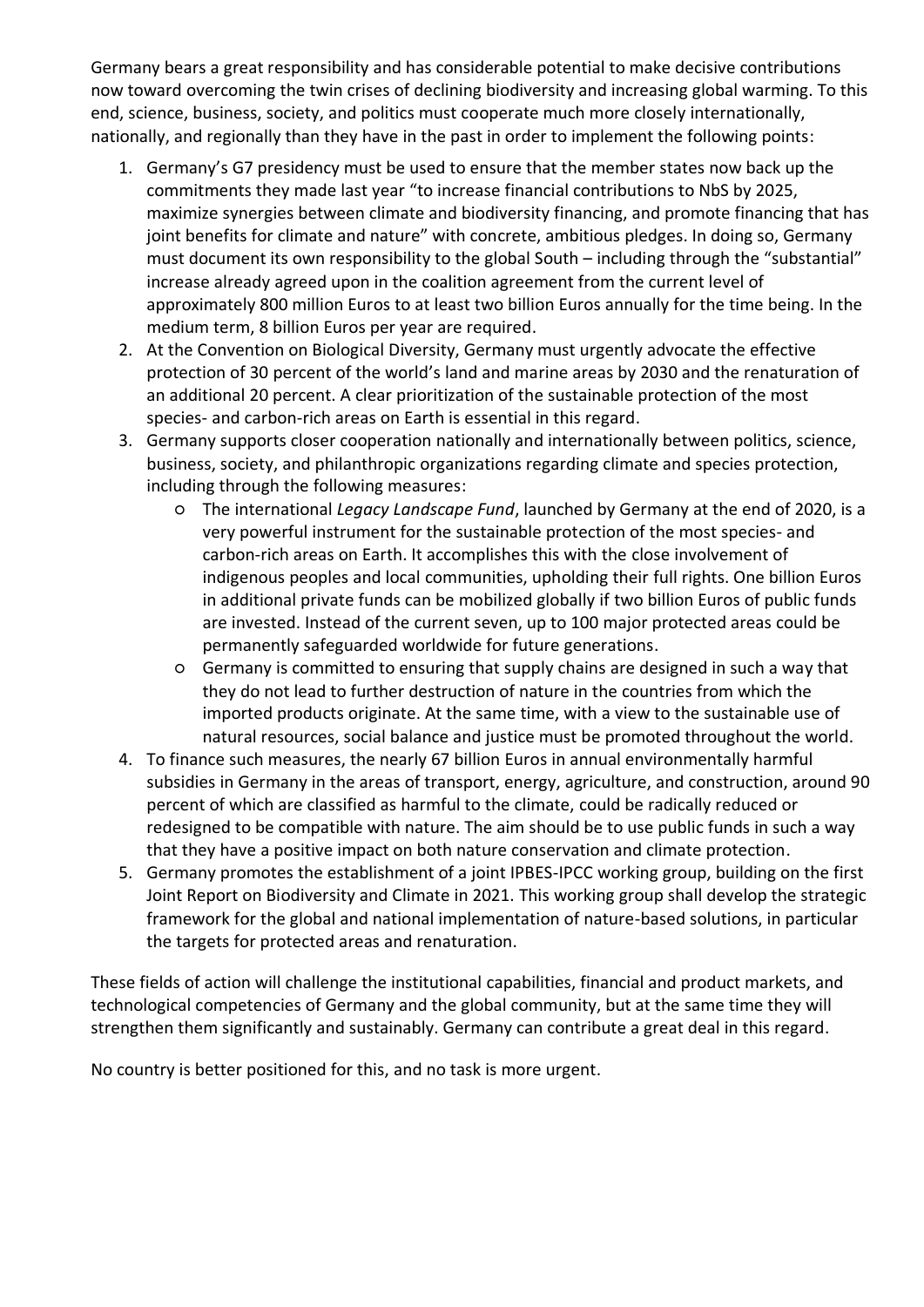Germany bears a great responsibility and has considerable potential to make decisive contributions now toward overcoming the twin crises of declining biodiversity and increasing global warming. To this end, science, business, society, and politics must cooperate much more closely internationally, nationally, and regionally than they have in the past in order to implement the following points:

1. Germany's G7 presidency must be used to ensure that the member states now back up the commitments they made last year "to increase financial contributions to NbS by 2025, maximize synergies between climate and biodiversity financing, and promote financing that has joint benefits for climate and nature" with concrete, ambitious pledges. In doing so, Germany must document its own responsibility to the global South – including through the "substantial" increase already agreed upon in the coalition agreement from the current level of approximately 800 million Euros to at least two billion Euros annually for the time being. In the medium term, 8 billion Euros per year are required.
2. At the Convention on Biological Diversity, Germany must urgently advocate the effective protection of 30 percent of the world's land and marine areas by 2030 and the renaturation of an additional 20 percent. A clear prioritization of the sustainable protection of the most species- and carbon-rich areas on Earth is essential in this regard.
3. Germany supports closer cooperation nationally and internationally between politics, science, business, society, and philanthropic organizations regarding climate and species protection, including through the following measures:
   - The international *Legacy Landscape Fund*, launched by Germany at the end of 2020, is a very powerful instrument for the sustainable protection of the most species- and carbon-rich areas on Earth. It accomplishes this with the close involvement of indigenous peoples and local communities, upholding their full rights. One billion Euros in additional private funds can be mobilized globally if two billion Euros of public funds are invested. Instead of the current seven, up to 100 major protected areas could be permanently safeguarded worldwide for future generations.
   - Germany is committed to ensuring that supply chains are designed in such a way that they do not lead to further destruction of nature in the countries from which the imported products originate. At the same time, with a view to the sustainable use of natural resources, social balance and justice must be promoted throughout the world.
4. To finance such measures, the nearly 67 billion Euros in annual environmentally harmful subsidies in Germany in the areas of transport, energy, agriculture, and construction, around 90 percent of which are classified as harmful to the climate, could be radically reduced or redesigned to be compatible with nature. The aim should be to use public funds in such a way that they have a positive impact on both nature conservation and climate protection.
5. Germany promotes the establishment of a joint IPBES-IPCC working group, building on the first Joint Report on Biodiversity and Climate in 2021. This working group shall develop the strategic framework for the global and national implementation of nature-based solutions, in particular the targets for protected areas and renaturation.

These fields of action will challenge the institutional capabilities, financial and product markets, and technological competencies of Germany and the global community, but at the same time they will strengthen them significantly and sustainably. Germany can contribute a great deal in this regard.

No country is better positioned for this, and no task is more urgent.